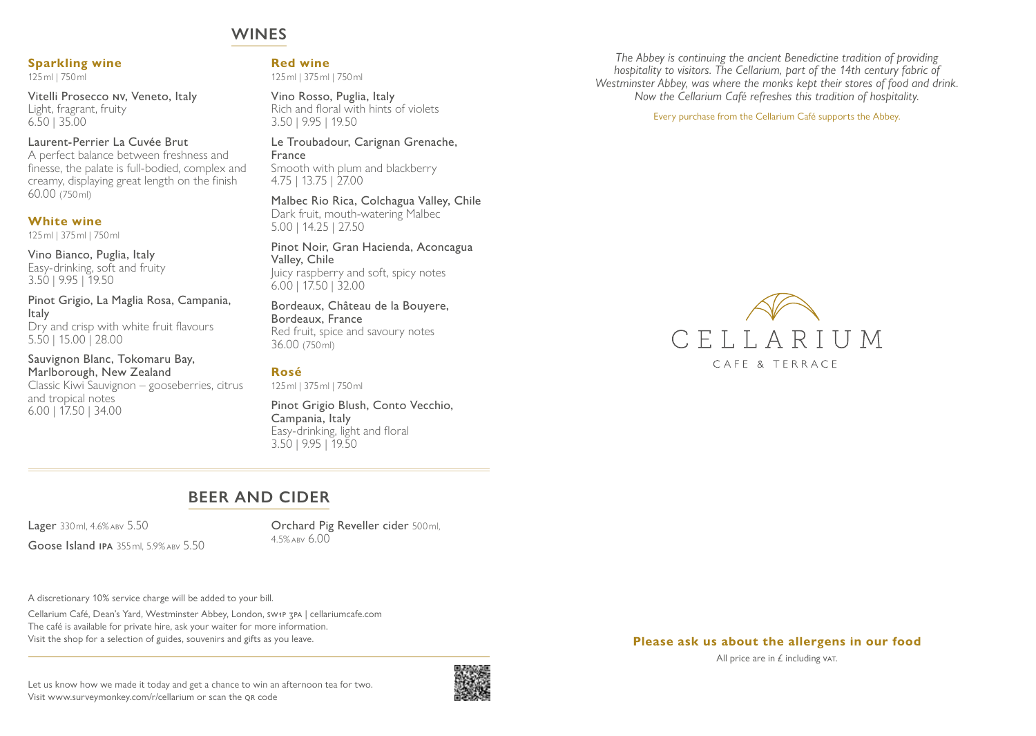# WINES

### Sparkling wine

125 ml | 750 ml

Vitelli Prosecco NV, Veneto, Italy
Light, fragrant, fruity
6.50 | 35.00

Laurent-Perrier La Cuvée Brut
A perfect balance between freshness and finesse, the palate is full-bodied, complex and creamy, displaying great length on the finish
60.00 (750 ml)

### White wine

125 ml | 375 ml | 750 ml

Vino Bianco, Puglia, Italy
Easy-drinking, soft and fruity
3.50 | 9.95 | 19.50

Pinot Grigio, La Maglia Rosa, Campania, Italy
Dry and crisp with white fruit flavours
5.50 | 15.00 | 28.00

Sauvignon Blanc, Tokomaru Bay, Marlborough, New Zealand
Classic Kiwi Sauvignon – gooseberries, citrus and tropical notes
6.00 | 17.50 | 34.00

### Red wine

125 ml | 375 ml | 750 ml

Vino Rosso, Puglia, Italy
Rich and floral with hints of violets
3.50 | 9.95 | 19.50

Le Troubadour, Carignan Grenache, France
Smooth with plum and blackberry
4.75 | 13.75 | 27.00

Malbec Rio Rica, Colchagua Valley, Chile
Dark fruit, mouth-watering Malbec
5.00 | 14.25 | 27.50

Pinot Noir, Gran Hacienda, Aconcagua Valley, Chile
Juicy raspberry and soft, spicy notes
6.00 | 17.50 | 32.00

Bordeaux, Château de la Bouyere, Bordeaux, France
Red fruit, spice and savoury notes
36.00 (750 ml)

### Rosé

125 ml | 375 ml | 750 ml

Pinot Grigio Blush, Conto Vecchio, Campania, Italy
Easy-drinking, light and floral
3.50 | 9.95 | 19.50

# BEER AND CIDER

Lager 330 ml, 4.6% ABV 5.50

Goose Island IPA 355 ml, 5.9% ABV 5.50

Orchard Pig Reveller cider 500 ml, 4.5% ABV 6.00

A discretionary 10% service charge will be added to your bill.

Cellarium Café, Dean's Yard, Westminster Abbey, London, SW1P 3PA | cellariumcafe.com
The café is available for private hire, ask your waiter for more information.
Visit the shop for a selection of guides, souvenirs and gifts as you leave.

Let us know how we made it today and get a chance to win an afternoon tea for two.
Visit www.surveymonkey.com/r/cellarium or scan the QR code

*The Abbey is continuing the ancient Benedictine tradition of providing hospitality to visitors. The Cellarium, part of the 14th century fabric of Westminster Abbey, was where the monks kept their stores of food and drink. Now the Cellarium Café refreshes this tradition of hospitality.*

Every purchase from the Cellarium Café supports the Abbey.

CELLARIUM
CAFE & TERRACE

**Please ask us about the allergens in our food**

All price are in £ including VAT.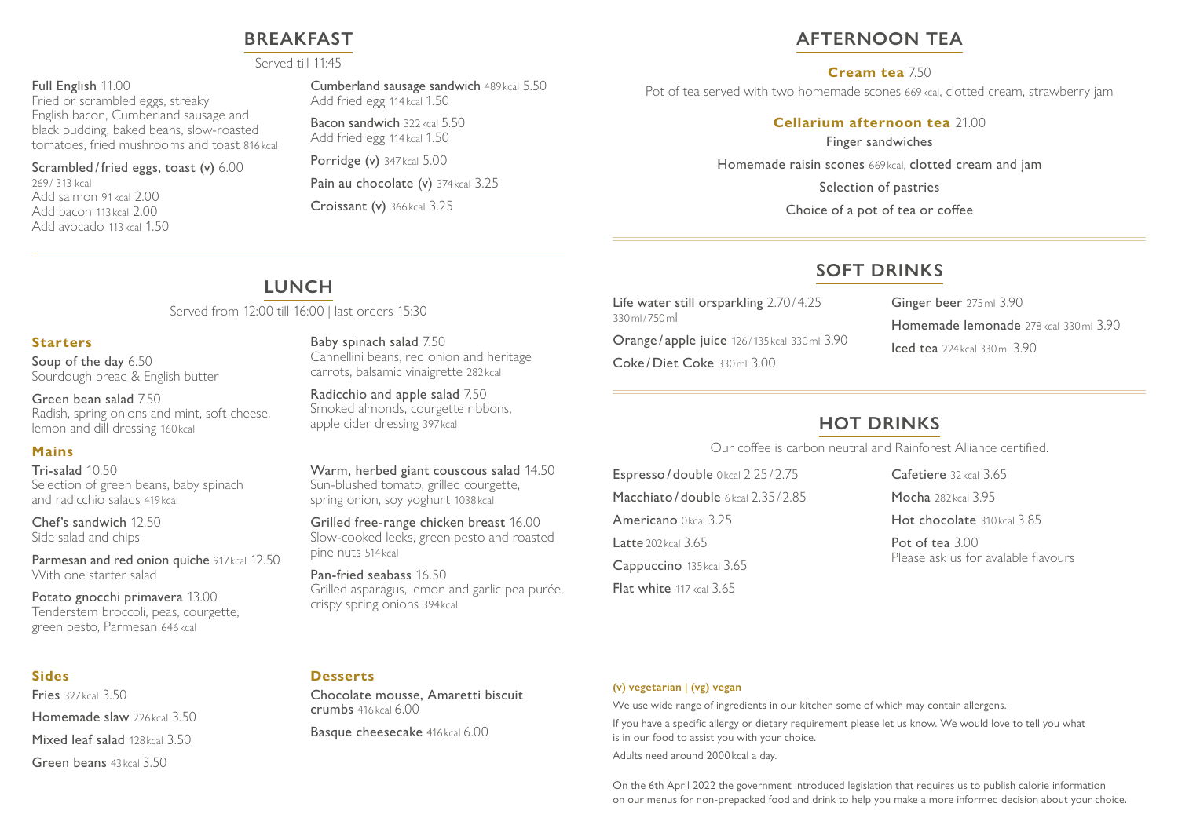## BREAKFAST

Served till 11:45

Full English 11.00
Fried or scrambled eggs, streaky English bacon, Cumberland sausage and black pudding, baked beans, slow-roasted tomatoes, fried mushrooms and toast 816 kcal

Scrambled / fried eggs, toast (v) 6.00
269 / 313 kcal
Add salmon 91 kcal 2.00
Add bacon 113 kcal 2.00
Add avocado 113 kcal 1.50

Cumberland sausage sandwich 489 kcal 5.50
Add fried egg 114 kcal 1.50

Bacon sandwich 322 kcal 5.50
Add fried egg 114 kcal 1.50

Porridge (v) 347 kcal 5.00

Pain au chocolate (v) 374 kcal 3.25

Croissant (v) 366 kcal 3.25

## LUNCH

Served from 12:00 till 16:00 | last orders 15:30

### Starters

Soup of the day 6.50
Sourdough bread & English butter

Green bean salad 7.50
Radish, spring onions and mint, soft cheese, lemon and dill dressing 160 kcal

Baby spinach salad 7.50
Cannellini beans, red onion and heritage carrots, balsamic vinaigrette 282 kcal

Radicchio and apple salad 7.50
Smoked almonds, courgette ribbons, apple cider dressing 397 kcal

### Mains

Tri-salad 10.50
Selection of green beans, baby spinach and radicchio salads 419 kcal

Chef's sandwich 12.50
Side salad and chips

Parmesan and red onion quiche 917 kcal 12.50
With one starter salad

Potato gnocchi primavera 13.00
Tenderstem broccoli, peas, courgette, green pesto, Parmesan 646 kcal

Warm, herbed giant couscous salad 14.50
Sun-blushed tomato, grilled courgette, spring onion, soy yoghurt 1038 kcal

Grilled free-range chicken breast 16.00
Slow-cooked leeks, green pesto and roasted pine nuts 514 kcal

Pan-fried seabass 16.50
Grilled asparagus, lemon and garlic pea purée, crispy spring onions 394 kcal

### Sides

Fries 327 kcal 3.50

Homemade slaw 226 kcal 3.50

Mixed leaf salad 128 kcal 3.50

Green beans 43 kcal 3.50

### Desserts

Chocolate mousse, Amaretti biscuit crumbs 416 kcal 6.00

Basque cheesecake 416 kcal 6.00

## AFTERNOON TEA

**Cream tea** 7.50
Pot of tea served with two homemade scones 669 kcal, clotted cream, strawberry jam

**Cellarium afternoon tea** 21.00
Finger sandwiches
Homemade raisin scones 669 kcal, clotted cream and jam
Selection of pastries
Choice of a pot of tea or coffee

## SOFT DRINKS

Life water still orsparkling 2.70 / 4.25
330 ml / 750 ml

Orange / apple juice 126 / 135 kcal 330 ml 3.90

Coke / Diet Coke 330 ml 3.00

Ginger beer 275 ml 3.90

Homemade lemonade 278 kcal 330 ml 3.90

Iced tea 224 kcal 330 ml 3.90

## HOT DRINKS

Our coffee is carbon neutral and Rainforest Alliance certified.

Espresso / double 0 kcal 2.25 / 2.75

Macchiato / double 6 kcal 2.35 / 2.85

Americano 0 kcal 3.25

Latte 202 kcal 3.65

Cappuccino 135 kcal 3.65

Flat white 117 kcal 3.65

Cafetiere 32 kcal 3.65

Mocha 282 kcal 3.95

Hot chocolate 310 kcal 3.85

Pot of tea 3.00
Please ask us for avalable flavours

**(v) vegetarian | (vg) vegan**

We use wide range of ingredients in our kitchen some of which may contain allergens.

If you have a specific allergy or dietary requirement please let us know. We would love to tell you what is in our food to assist you with your choice.

Adults need around 2000 kcal a day.

On the 6th April 2022 the government introduced legislation that requires us to publish calorie information on our menus for non-prepacked food and drink to help you make a more informed decision about your choice.